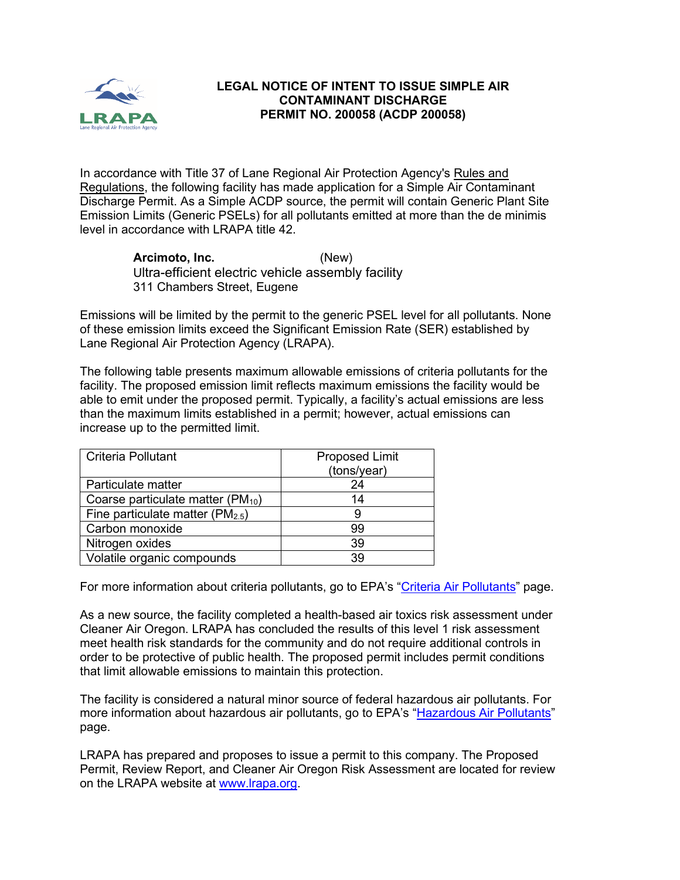# LEGAL NOTICE OF INTENT TO ISSUE SIMPLE AIR CONTAMINANT DISCHARGE PERMIT NO. 200058 (ACDP 200058)

In accordance with Title 37 of Lane Regional Air Protection Agency's Rules and Regulations, the following facility has made application for a Simple Air Contaminant Discharge Permit. As a Simple ACDP source, the permit will contain Generic Plant Site Emission Limits (Generic PSELs) for all pollutants emitted at more than the de minimis level in accordance with LRAPA title 42.

**Arcimoto, Inc.** (New)
Ultra-efficient electric vehicle assembly facility
311 Chambers Street, Eugene

Emissions will be limited by the permit to the generic PSEL level for all pollutants. None of these emission limits exceed the Significant Emission Rate (SER) established by Lane Regional Air Protection Agency (LRAPA).

The following table presents maximum allowable emissions of criteria pollutants for the facility. The proposed emission limit reflects maximum emissions the facility would be able to emit under the proposed permit. Typically, a facility's actual emissions are less than the maximum limits established in a permit; however, actual emissions can increase up to the permitted limit.

| Criteria Pollutant | Proposed Limit (tons/year) |
|---|---|
| Particulate matter | 24 |
| Coarse particulate matter ($PM_{10}$) | 14 |
| Fine particulate matter ($PM_{2.5}$) | 9 |
| Carbon monoxide | 99 |
| Nitrogen oxides | 39 |
| Volatile organic compounds | 39 |

For more information about criteria pollutants, go to EPA's "Criteria Air Pollutants" page.

As a new source, the facility completed a health-based air toxics risk assessment under Cleaner Air Oregon. LRAPA has concluded the results of this level 1 risk assessment meet health risk standards for the community and do not require additional controls in order to be protective of public health. The proposed permit includes permit conditions that limit allowable emissions to maintain this protection.

The facility is considered a natural minor source of federal hazardous air pollutants. For more information about hazardous air pollutants, go to EPA's "Hazardous Air Pollutants" page.

LRAPA has prepared and proposes to issue a permit to this company. The Proposed Permit, Review Report, and Cleaner Air Oregon Risk Assessment are located for review on the LRAPA website at www.lrapa.org.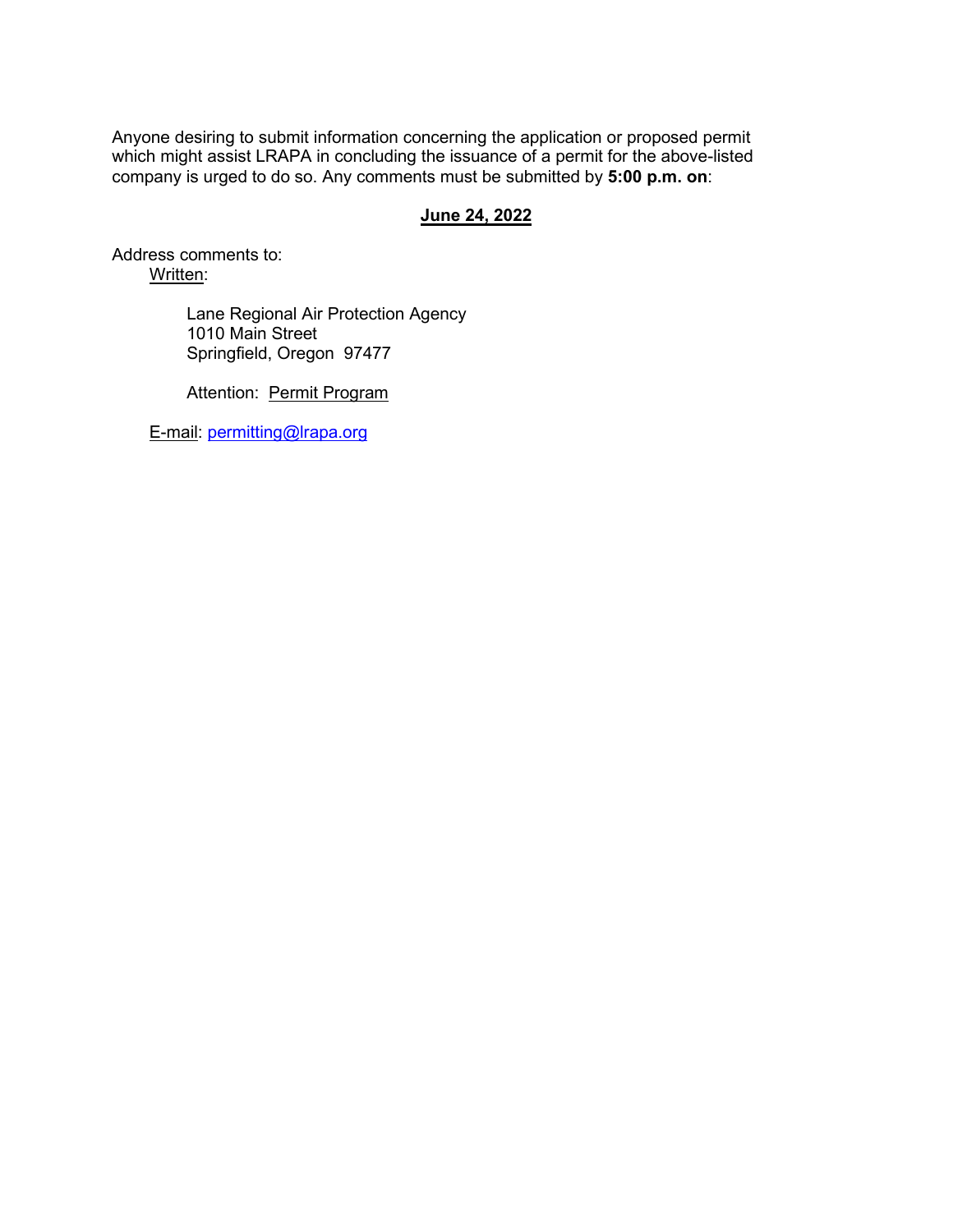Anyone desiring to submit information concerning the application or proposed permit which might assist LRAPA in concluding the issuance of a permit for the above-listed company is urged to do so. Any comments must be submitted by **5:00 p.m. on**:

**June 24, 2022**

Address comments to:

Written:

Lane Regional Air Protection Agency
1010 Main Street
Springfield, Oregon 97477

Attention: Permit Program

E-mail: permitting@lrapa.org